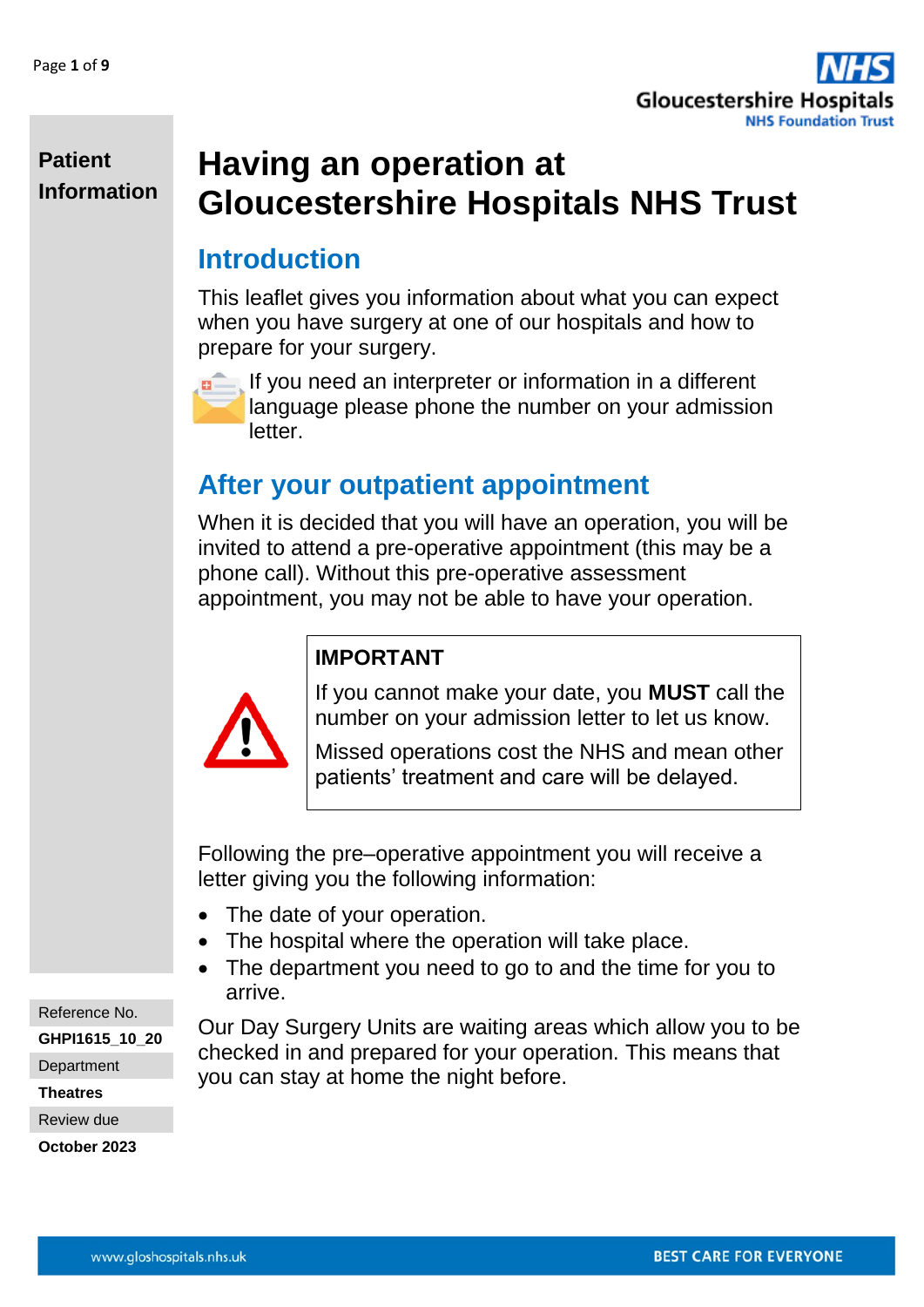**Patient Information**

# Having an operation at Gloucestershire Hospitals NHS Trust

## Introduction

This leaflet gives you information about what you can expect when you have surgery at one of our hospitals and how to prepare for your surgery.

If you need an interpreter or information in a different language please phone the number on your admission letter.

## After your outpatient appointment

When it is decided that you will have an operation, you will be invited to attend a pre-operative appointment (this may be a phone call). Without this pre-operative assessment appointment, you may not be able to have your operation.

**IMPORTANT**

If you cannot make your date, you **MUST** call the number on your admission letter to let us know.

Missed operations cost the NHS and mean other patients' treatment and care will be delayed.

Following the pre–operative appointment you will receive a letter giving you the following information:

- The date of your operation.
- The hospital where the operation will take place.
- The department you need to go to and the time for you to arrive.

Our Day Surgery Units are waiting areas which allow you to be checked in and prepared for your operation. This means that you can stay at home the night before.

Reference No.
**GHPI1615_10_20**
Department
**Theatres**
Review due
**October 2023**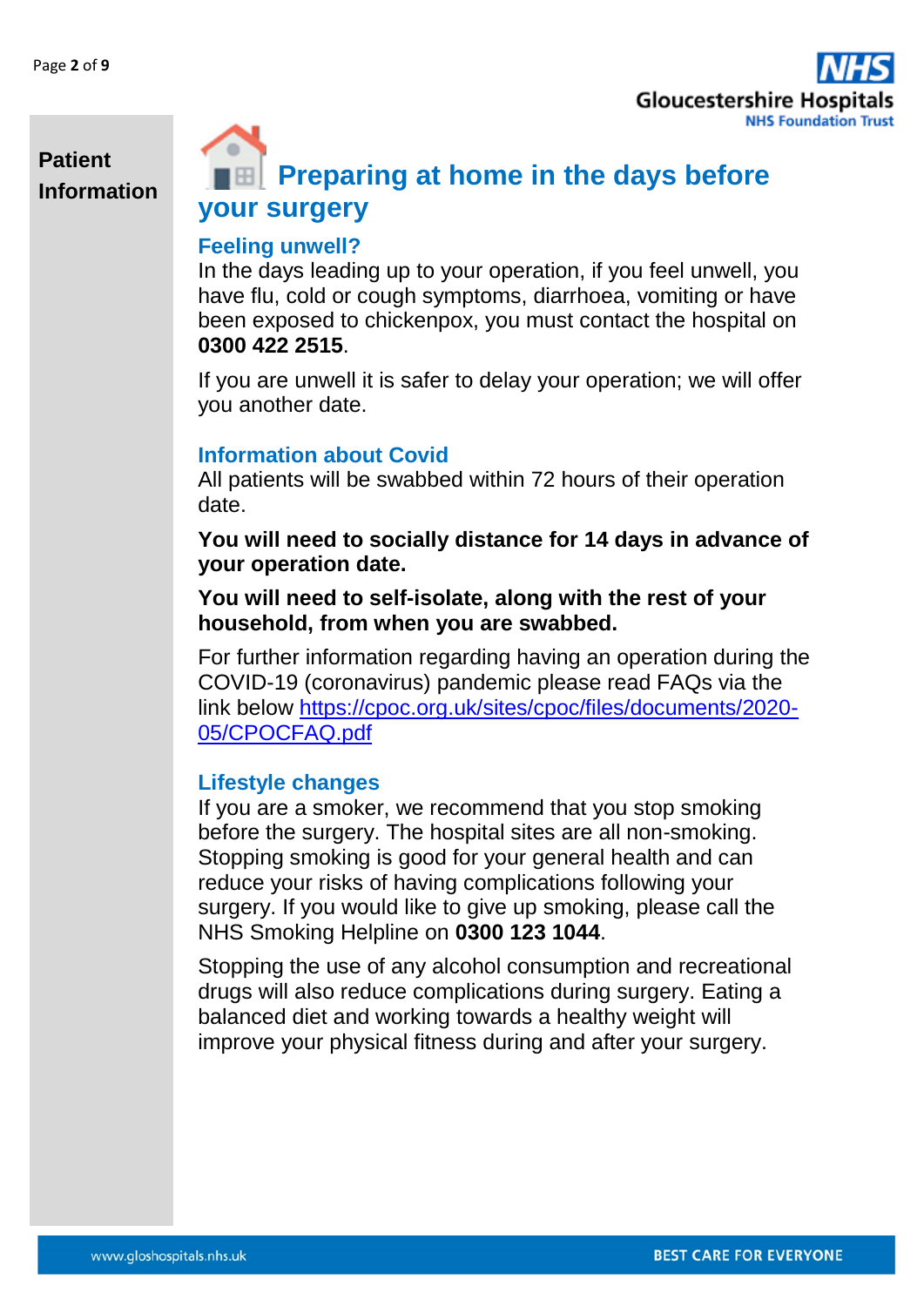## Preparing at home in the days before your surgery

### Feeling unwell?

In the days leading up to your operation, if you feel unwell, you have flu, cold or cough symptoms, diarrhoea, vomiting or have been exposed to chickenpox, you must contact the hospital on **0300 422 2515**.

If you are unwell it is safer to delay your operation; we will offer you another date.

### Information about Covid

All patients will be swabbed within 72 hours of their operation date.

**You will need to socially distance for 14 days in advance of your operation date.**

**You will need to self-isolate, along with the rest of your household, from when you are swabbed.**

For further information regarding having an operation during the COVID-19 (coronavirus) pandemic please read FAQs via the link below https://cpoc.org.uk/sites/cpoc/files/documents/2020-05/CPOCFAQ.pdf

### Lifestyle changes

If you are a smoker, we recommend that you stop smoking before the surgery. The hospital sites are all non-smoking. Stopping smoking is good for your general health and can reduce your risks of having complications following your surgery. If you would like to give up smoking, please call the NHS Smoking Helpline on **0300 123 1044**.

Stopping the use of any alcohol consumption and recreational drugs will also reduce complications during surgery. Eating a balanced diet and working towards a healthy weight will improve your physical fitness during and after your surgery.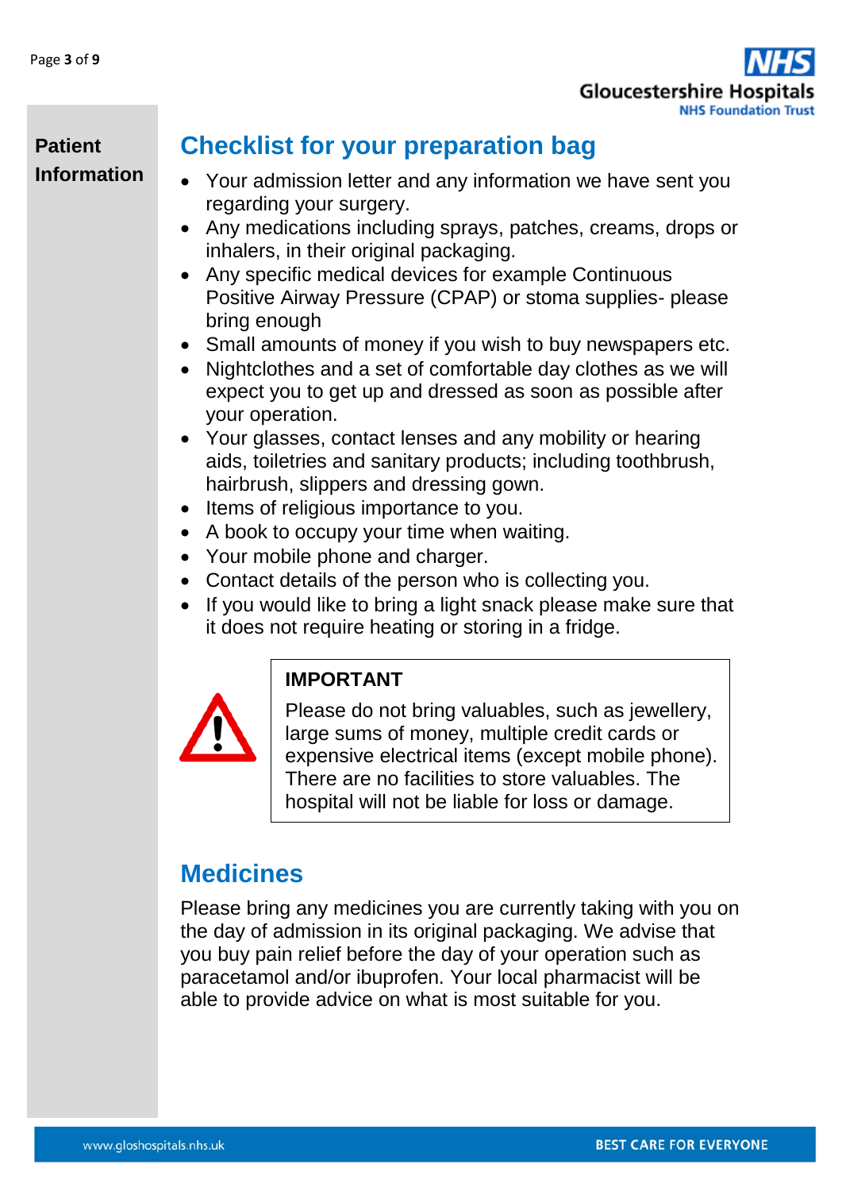## Checklist for your preparation bag

- Your admission letter and any information we have sent you regarding your surgery.
- Any medications including sprays, patches, creams, drops or inhalers, in their original packaging.
- Any specific medical devices for example Continuous Positive Airway Pressure (CPAP) or stoma supplies- please bring enough
- Small amounts of money if you wish to buy newspapers etc.
- Nightclothes and a set of comfortable day clothes as we will expect you to get up and dressed as soon as possible after your operation.
- Your glasses, contact lenses and any mobility or hearing aids, toiletries and sanitary products; including toothbrush, hairbrush, slippers and dressing gown.
- Items of religious importance to you.
- A book to occupy your time when waiting.
- Your mobile phone and charger.
- Contact details of the person who is collecting you.
- If you would like to bring a light snack please make sure that it does not require heating or storing in a fridge.

**IMPORTANT**

Please do not bring valuables, such as jewellery, large sums of money, multiple credit cards or expensive electrical items (except mobile phone). There are no facilities to store valuables. The hospital will not be liable for loss or damage.

## Medicines

Please bring any medicines you are currently taking with you on the day of admission in its original packaging. We advise that you buy pain relief before the day of your operation such as paracetamol and/or ibuprofen. Your local pharmacist will be able to provide advice on what is most suitable for you.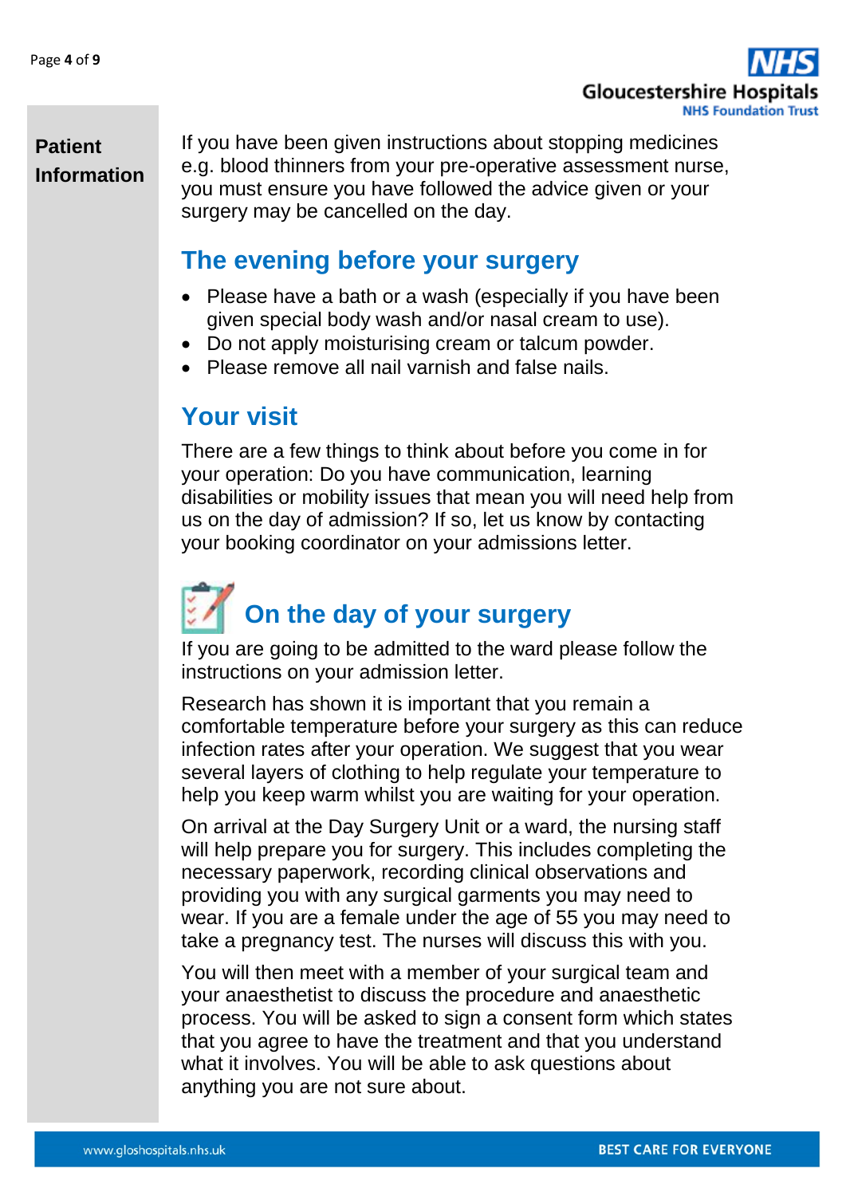If you have been given instructions about stopping medicines e.g. blood thinners from your pre-operative assessment nurse, you must ensure you have followed the advice given or your surgery may be cancelled on the day.

## The evening before your surgery

- Please have a bath or a wash (especially if you have been given special body wash and/or nasal cream to use).
- Do not apply moisturising cream or talcum powder.
- Please remove all nail varnish and false nails.

## Your visit

There are a few things to think about before you come in for your operation: Do you have communication, learning disabilities or mobility issues that mean you will need help from us on the day of admission? If so, let us know by contacting your booking coordinator on your admissions letter.

## On the day of your surgery

If you are going to be admitted to the ward please follow the instructions on your admission letter.

Research has shown it is important that you remain a comfortable temperature before your surgery as this can reduce infection rates after your operation. We suggest that you wear several layers of clothing to help regulate your temperature to help you keep warm whilst you are waiting for your operation.

On arrival at the Day Surgery Unit or a ward, the nursing staff will help prepare you for surgery. This includes completing the necessary paperwork, recording clinical observations and providing you with any surgical garments you may need to wear. If you are a female under the age of 55 you may need to take a pregnancy test. The nurses will discuss this with you.

You will then meet with a member of your surgical team and your anaesthetist to discuss the procedure and anaesthetic process. You will be asked to sign a consent form which states that you agree to have the treatment and that you understand what it involves. You will be able to ask questions about anything you are not sure about.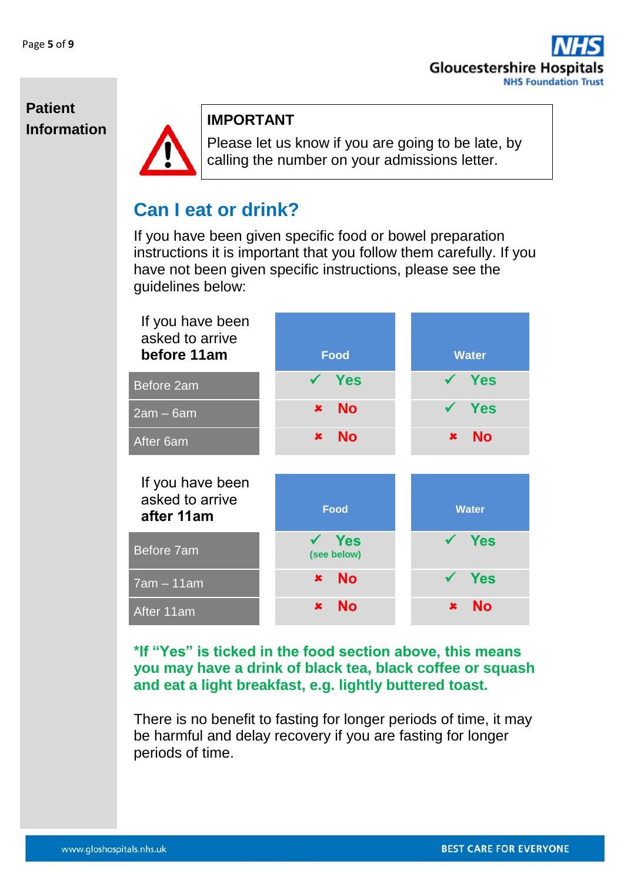**Patient Information**

**IMPORTANT**

Please let us know if you are going to be late, by calling the number on your admissions letter.

## Can I eat or drink?

If you have been given specific food or bowel preparation instructions it is important that you follow them carefully. If you have not been given specific instructions, please see the guidelines below:

| If you have been asked to arrive **before 11am** | Food | Water |
| --- | --- | --- |
| Before 2am | ✓ Yes | ✓ Yes |
| 2am – 6am | ✗ No | ✓ Yes |
| After 6am | ✗ No | ✗ No |

| If you have been asked to arrive **after 11am** | Food | Water |
| --- | --- | --- |
| Before 7am | ✓ Yes (see below) | ✓ Yes |
| 7am – 11am | ✗ No | ✓ Yes |
| After 11am | ✗ No | ✗ No |

**\*If "Yes" is ticked in the food section above, this means you may have a drink of black tea, black coffee or squash and eat a light breakfast, e.g. lightly buttered toast.**

There is no benefit to fasting for longer periods of time, it may be harmful and delay recovery if you are fasting for longer periods of time.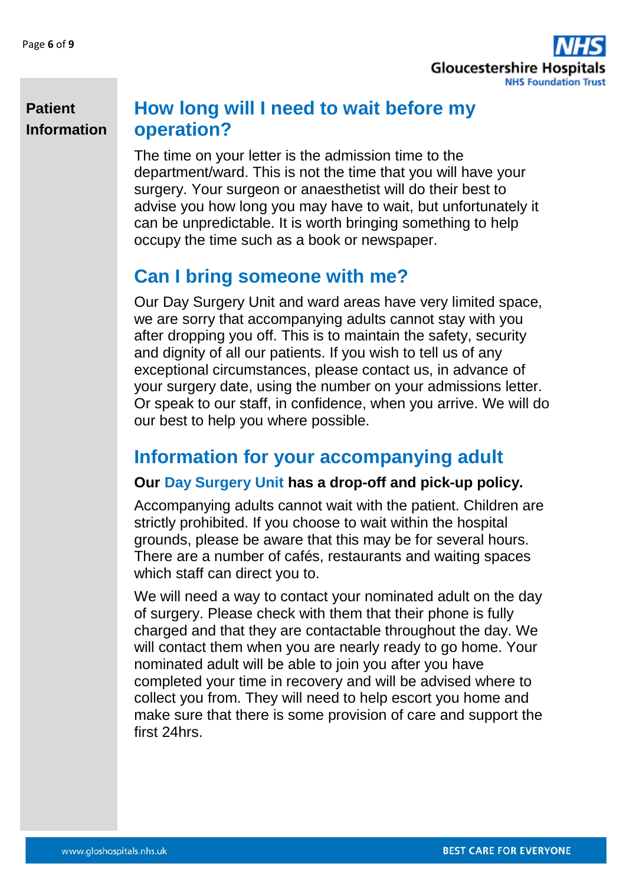## How long will I need to wait before my operation?

The time on your letter is the admission time to the department/ward. This is not the time that you will have your surgery. Your surgeon or anaesthetist will do their best to advise you how long you may have to wait, but unfortunately it can be unpredictable. It is worth bringing something to help occupy the time such as a book or newspaper.

## Can I bring someone with me?

Our Day Surgery Unit and ward areas have very limited space, we are sorry that accompanying adults cannot stay with you after dropping you off. This is to maintain the safety, security and dignity of all our patients. If you wish to tell us of any exceptional circumstances, please contact us, in advance of your surgery date, using the number on your admissions letter. Or speak to our staff, in confidence, when you arrive. We will do our best to help you where possible.

## Information for your accompanying adult

**Our Day Surgery Unit has a drop-off and pick-up policy.**

Accompanying adults cannot wait with the patient. Children are strictly prohibited. If you choose to wait within the hospital grounds, please be aware that this may be for several hours. There are a number of cafés, restaurants and waiting spaces which staff can direct you to.

We will need a way to contact your nominated adult on the day of surgery. Please check with them that their phone is fully charged and that they are contactable throughout the day. We will contact them when you are nearly ready to go home. Your nominated adult will be able to join you after you have completed your time in recovery and will be advised where to collect you from. They will need to help escort you home and make sure that there is some provision of care and support the first 24hrs.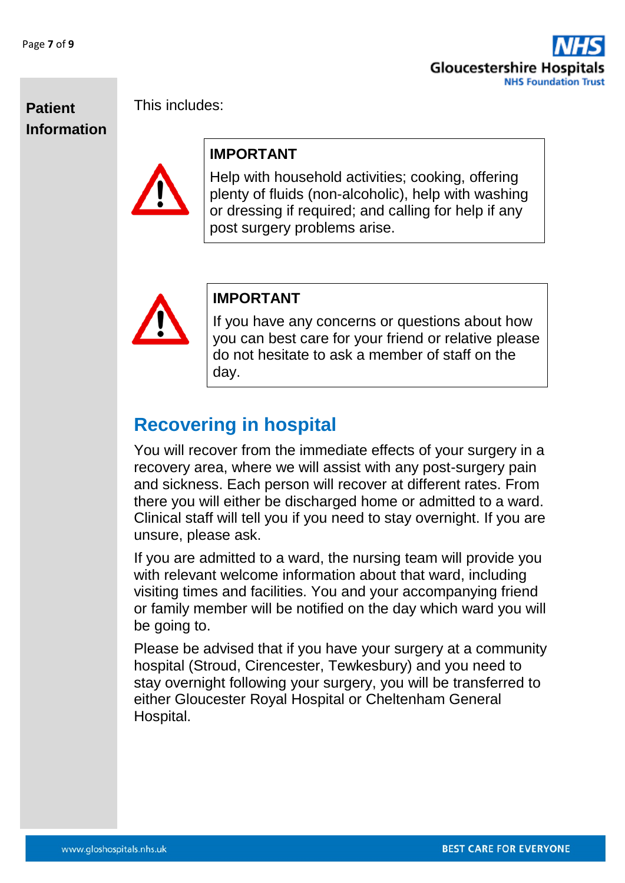This includes:

> **IMPORTANT**
>
> Help with household activities; cooking, offering plenty of fluids (non-alcoholic), help with washing or dressing if required; and calling for help if any post surgery problems arise.

> **IMPORTANT**
>
> If you have any concerns or questions about how you can best care for your friend or relative please do not hesitate to ask a member of staff on the day.

## Recovering in hospital

You will recover from the immediate effects of your surgery in a recovery area, where we will assist with any post-surgery pain and sickness. Each person will recover at different rates. From there you will either be discharged home or admitted to a ward. Clinical staff will tell you if you need to stay overnight. If you are unsure, please ask.

If you are admitted to a ward, the nursing team will provide you with relevant welcome information about that ward, including visiting times and facilities. You and your accompanying friend or family member will be notified on the day which ward you will be going to.

Please be advised that if you have your surgery at a community hospital (Stroud, Cirencester, Tewkesbury) and you need to stay overnight following your surgery, you will be transferred to either Gloucester Royal Hospital or Cheltenham General Hospital.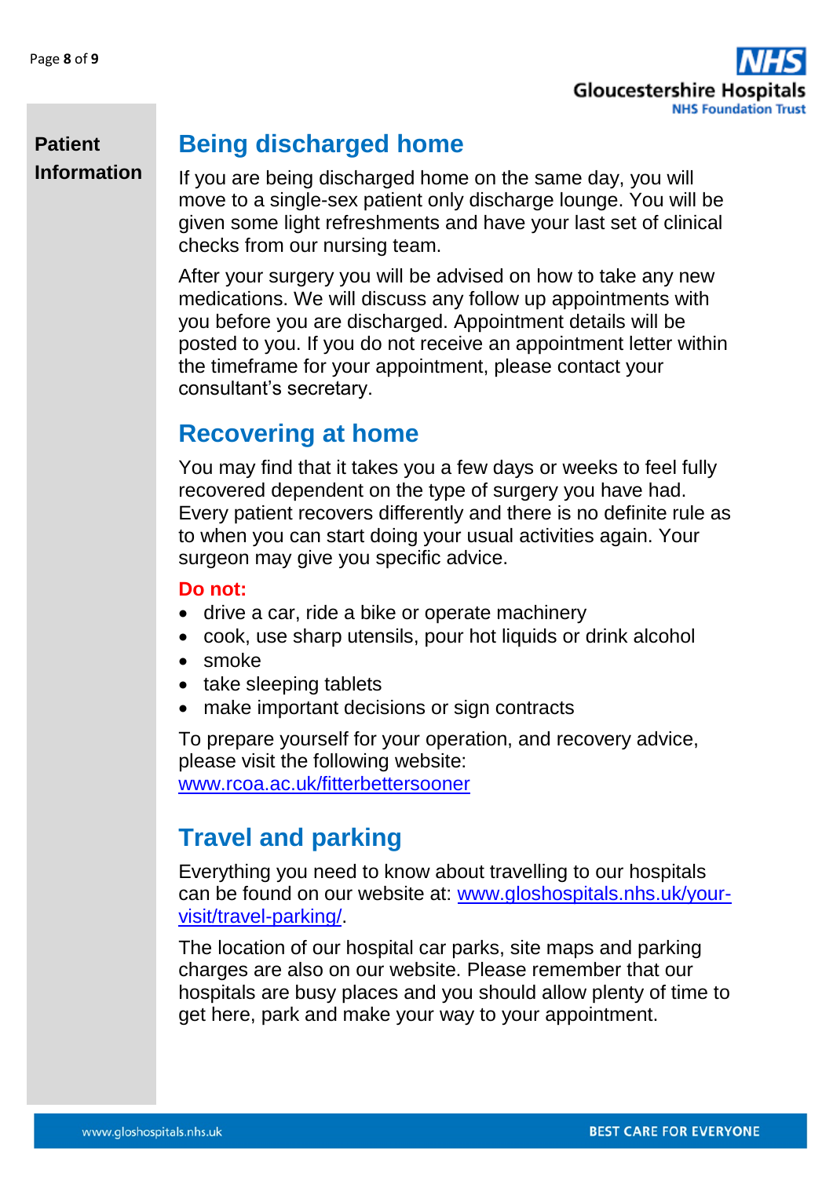## Being discharged home

If you are being discharged home on the same day, you will move to a single-sex patient only discharge lounge. You will be given some light refreshments and have your last set of clinical checks from our nursing team.

After your surgery you will be advised on how to take any new medications. We will discuss any follow up appointments with you before you are discharged. Appointment details will be posted to you. If you do not receive an appointment letter within the timeframe for your appointment, please contact your consultant's secretary.

## Recovering at home

You may find that it takes you a few days or weeks to feel fully recovered dependent on the type of surgery you have had. Every patient recovers differently and there is no definite rule as to when you can start doing your usual activities again. Your surgeon may give you specific advice.

**Do not:**

- drive a car, ride a bike or operate machinery
- cook, use sharp utensils, pour hot liquids or drink alcohol
- smoke
- take sleeping tablets
- make important decisions or sign contracts

To prepare yourself for your operation, and recovery advice, please visit the following website:
www.rcoa.ac.uk/fitterbettersooner

## Travel and parking

Everything you need to know about travelling to our hospitals can be found on our website at: www.gloshospitals.nhs.uk/your-visit/travel-parking/.

The location of our hospital car parks, site maps and parking charges are also on our website. Please remember that our hospitals are busy places and you should allow plenty of time to get here, park and make your way to your appointment.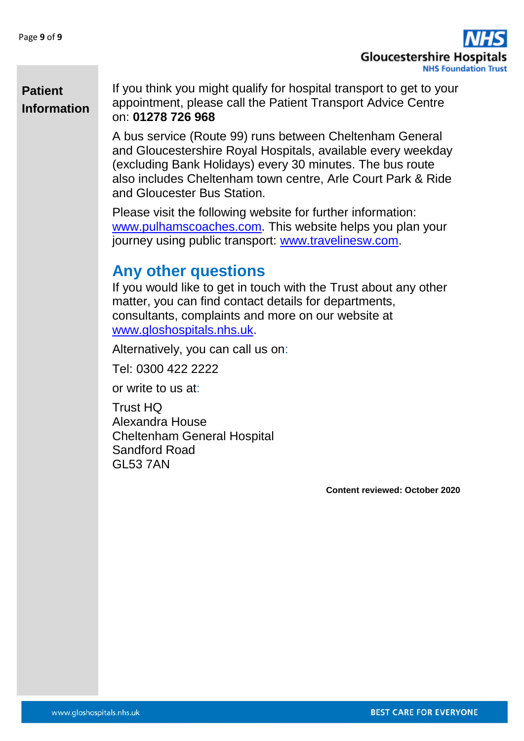If you think you might qualify for hospital transport to get to your appointment, please call the Patient Transport Advice Centre on: **01278 726 968**

A bus service (Route 99) runs between Cheltenham General and Gloucestershire Royal Hospitals, available every weekday (excluding Bank Holidays) every 30 minutes. The bus route also includes Cheltenham town centre, Arle Court Park & Ride and Gloucester Bus Station.

Please visit the following website for further information: www.pulhamscoaches.com. This website helps you plan your journey using public transport: www.travelinesw.com.

## Any other questions

If you would like to get in touch with the Trust about any other matter, you can find contact details for departments, consultants, complaints and more on our website at www.gloshospitals.nhs.uk.

Alternatively, you can call us on:

Tel: 0300 422 2222

or write to us at:

Trust HQ
Alexandra House
Cheltenham General Hospital
Sandford Road
GL53 7AN

**Content reviewed: October 2020**